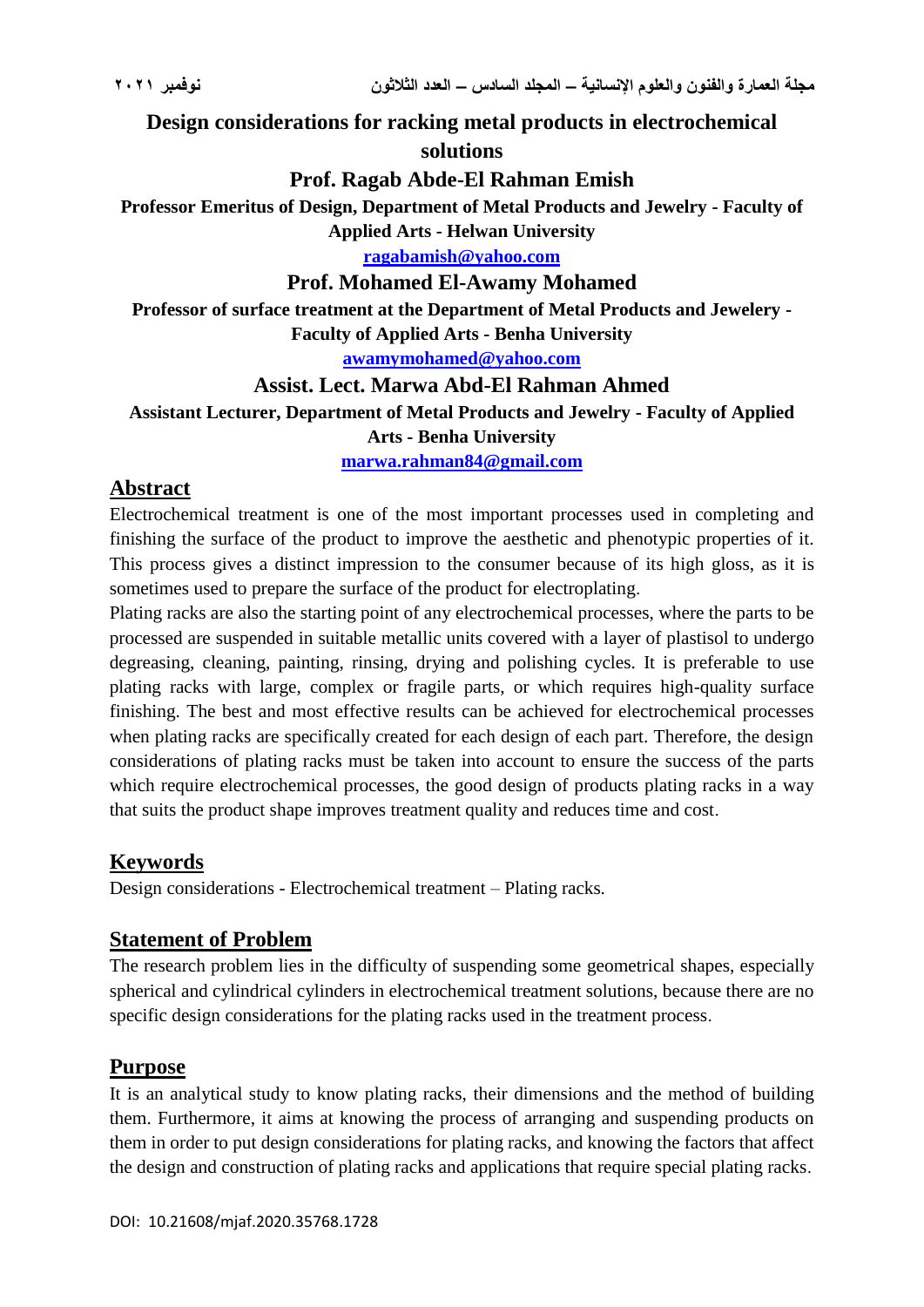# Design considerations for racking metal products in electrochemical solutions

**Prof. Ragab Abde-El Rahman Emish**

**Professor Emeritus of Design, Department of Metal Products and Jewelry - Faculty of Applied Arts - Helwan University**

ragabamish@yahoo.com

**Prof. Mohamed El-Awamy Mohamed**

**Professor of surface treatment at the Department of Metal Products and Jewelery - Faculty of Applied Arts - Benha University**

awamymohamed@yahoo.com

**Assist. Lect. Marwa Abd-El Rahman Ahmed**

**Assistant Lecturer, Department of Metal Products and Jewelry - Faculty of Applied Arts - Benha University**

marwa.rahman84@gmail.com

## Abstract

Electrochemical treatment is one of the most important processes used in completing and finishing the surface of the product to improve the aesthetic and phenotypic properties of it. This process gives a distinct impression to the consumer because of its high gloss, as it is sometimes used to prepare the surface of the product for electroplating.

Plating racks are also the starting point of any electrochemical processes, where the parts to be processed are suspended in suitable metallic units covered with a layer of plastisol to undergo degreasing, cleaning, painting, rinsing, drying and polishing cycles. It is preferable to use plating racks with large, complex or fragile parts, or which requires high-quality surface finishing. The best and most effective results can be achieved for electrochemical processes when plating racks are specifically created for each design of each part. Therefore, the design considerations of plating racks must be taken into account to ensure the success of the parts which require electrochemical processes, the good design of products plating racks in a way that suits the product shape improves treatment quality and reduces time and cost.

## Keywords

Design considerations - Electrochemical treatment – Plating racks.

## Statement of Problem

The research problem lies in the difficulty of suspending some geometrical shapes, especially spherical and cylindrical cylinders in electrochemical treatment solutions, because there are no specific design considerations for the plating racks used in the treatment process.

## Purpose

It is an analytical study to know plating racks, their dimensions and the method of building them. Furthermore, it aims at knowing the process of arranging and suspending products on them in order to put design considerations for plating racks, and knowing the factors that affect the design and construction of plating racks and applications that require special plating racks.

DOI: 10.21608/mjaf.2020.35768.1728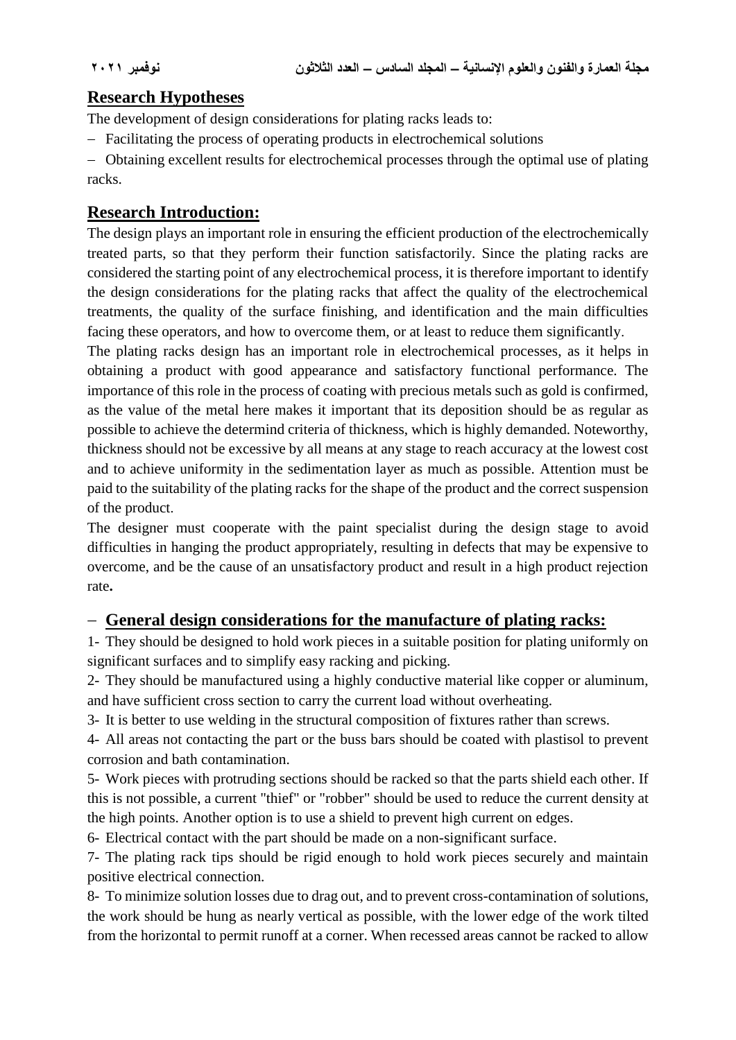## Research Hypotheses

The development of design considerations for plating racks leads to:

- Facilitating the process of operating products in electrochemical solutions
- Obtaining excellent results for electrochemical processes through the optimal use of plating racks.

## Research Introduction:

The design plays an important role in ensuring the efficient production of the electrochemically treated parts, so that they perform their function satisfactorily. Since the plating racks are considered the starting point of any electrochemical process, it is therefore important to identify the design considerations for the plating racks that affect the quality of the electrochemical treatments, the quality of the surface finishing, and identification and the main difficulties facing these operators, and how to overcome them, or at least to reduce them significantly.

The plating racks design has an important role in electrochemical processes, as it helps in obtaining a product with good appearance and satisfactory functional performance. The importance of this role in the process of coating with precious metals such as gold is confirmed, as the value of the metal here makes it important that its deposition should be as regular as possible to achieve the determind criteria of thickness, which is highly demanded. Noteworthy, thickness should not be excessive by all means at any stage to reach accuracy at the lowest cost and to achieve uniformity in the sedimentation layer as much as possible. Attention must be paid to the suitability of the plating racks for the shape of the product and the correct suspension of the product.

The designer must cooperate with the paint specialist during the design stage to avoid difficulties in hanging the product appropriately, resulting in defects that may be expensive to overcome, and be the cause of an unsatisfactory product and result in a high product rejection rate**.**

## – General design considerations for the manufacture of plating racks:

1- They should be designed to hold work pieces in a suitable position for plating uniformly on significant surfaces and to simplify easy racking and picking.

2- They should be manufactured using a highly conductive material like copper or aluminum, and have sufficient cross section to carry the current load without overheating.

3- It is better to use welding in the structural composition of fixtures rather than screws.

4- All areas not contacting the part or the buss bars should be coated with plastisol to prevent corrosion and bath contamination.

5- Work pieces with protruding sections should be racked so that the parts shield each other. If this is not possible, a current "thief" or "robber" should be used to reduce the current density at the high points. Another option is to use a shield to prevent high current on edges.

6- Electrical contact with the part should be made on a non-significant surface.

7- The plating rack tips should be rigid enough to hold work pieces securely and maintain positive electrical connection.

8- To minimize solution losses due to drag out, and to prevent cross-contamination of solutions, the work should be hung as nearly vertical as possible, with the lower edge of the work tilted from the horizontal to permit runoff at a corner. When recessed areas cannot be racked to allow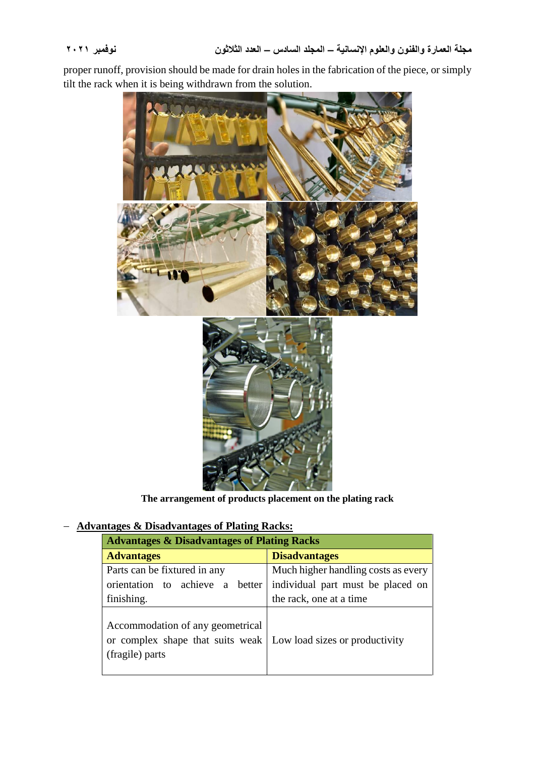proper runoff, provision should be made for drain holes in the fabrication of the piece, or simply tilt the rack when it is being withdrawn from the solution.

**The arrangement of products placement on the plating rack**

- **Advantages & Disadvantages of Plating Racks:**

| Advantages & Disadvantages of Plating Racks | |
|---|---|
| **Advantages** | **Disadvantages** |
| Parts can be fixtured in any orientation to achieve a better finishing. | Much higher handling costs as every individual part must be placed on the rack, one at a time |
| Accommodation of any geometrical or complex shape that suits weak (fragile) parts | Low load sizes or productivity |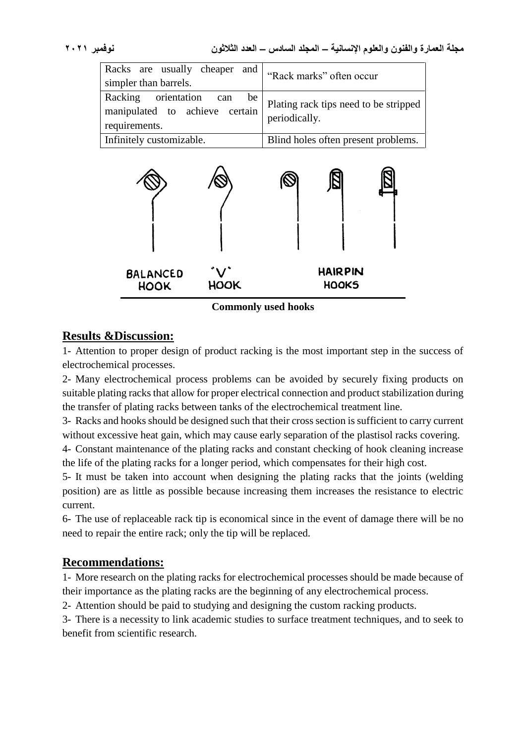| | |
|---|---|
| Racks are usually cheaper and simpler than barrels. | “Rack marks” often occur |
| Racking orientation can be manipulated to achieve certain requirements. | Plating rack tips need to be stripped periodically. |
| Infinitely customizable. | Blind holes often present problems. |

BALANCED HOOK　　"V" HOOK　　HAIRPIN HOOKS

**Commonly used hooks**

## Results &Discussion:

1- Attention to proper design of product racking is the most important step in the success of electrochemical processes.

2- Many electrochemical process problems can be avoided by securely fixing products on suitable plating racks that allow for proper electrical connection and product stabilization during the transfer of plating racks between tanks of the electrochemical treatment line.

3- Racks and hooks should be designed such that their cross section is sufficient to carry current without excessive heat gain, which may cause early separation of the plastisol racks covering.

4- Constant maintenance of the plating racks and constant checking of hook cleaning increase the life of the plating racks for a longer period, which compensates for their high cost.

5- It must be taken into account when designing the plating racks that the joints (welding position) are as little as possible because increasing them increases the resistance to electric current.

6- The use of replaceable rack tip is economical since in the event of damage there will be no need to repair the entire rack; only the tip will be replaced.

## Recommendations:

1- More research on the plating racks for electrochemical processes should be made because of their importance as the plating racks are the beginning of any electrochemical process.

2- Attention should be paid to studying and designing the custom racking products.

3- There is a necessity to link academic studies to surface treatment techniques, and to seek to benefit from scientific research.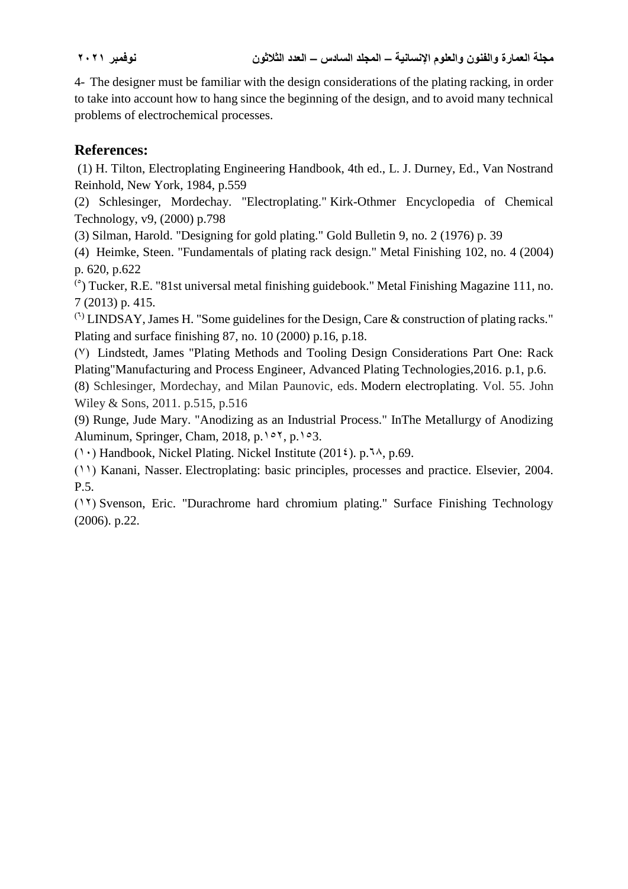4- The designer must be familiar with the design considerations of the plating racking, in order to take into account how to hang since the beginning of the design, and to avoid many technical problems of electrochemical processes.

## References:

(1) H. Tilton, Electroplating Engineering Handbook, 4th ed., L. J. Durney, Ed., Van Nostrand Reinhold, New York, 1984, p.559

(2) Schlesinger, Mordechay. "Electroplating." Kirk-Othmer Encyclopedia of Chemical Technology, v9, (2000) p.798

(3) Silman, Harold. "Designing for gold plating." Gold Bulletin 9, no. 2 (1976) p. 39

(4) Heimke, Steen. "Fundamentals of plating rack design." Metal Finishing 102, no. 4 (2004) p. 620, p.622

(٥) Tucker, R.E. "81st universal metal finishing guidebook." Metal Finishing Magazine 111, no. 7 (2013) p. 415.

(٦) LINDSAY, James H. "Some guidelines for the Design, Care & construction of plating racks." Plating and surface finishing 87, no. 10 (2000) p.16, p.18.

(٧) Lindstedt, James "Plating Methods and Tooling Design Considerations Part One: Rack Plating"Manufacturing and Process Engineer, Advanced Plating Technologies,2016. p.1, p.6.

(8) Schlesinger, Mordechay, and Milan Paunovic, eds. Modern electroplating. Vol. 55. John Wiley & Sons, 2011. p.515, p.516

(9) Runge, Jude Mary. "Anodizing as an Industrial Process." InThe Metallurgy of Anodizing Aluminum, Springer, Cham, 2018, p.١٥٢, p.١٥3.

(١٠) Handbook, Nickel Plating. Nickel Institute (201٤). p.٦٨, p.69.

(١١) Kanani, Nasser. Electroplating: basic principles, processes and practice. Elsevier, 2004. P.5.

(١٢) Svenson, Eric. "Durachrome hard chromium plating." Surface Finishing Technology (2006). p.22.